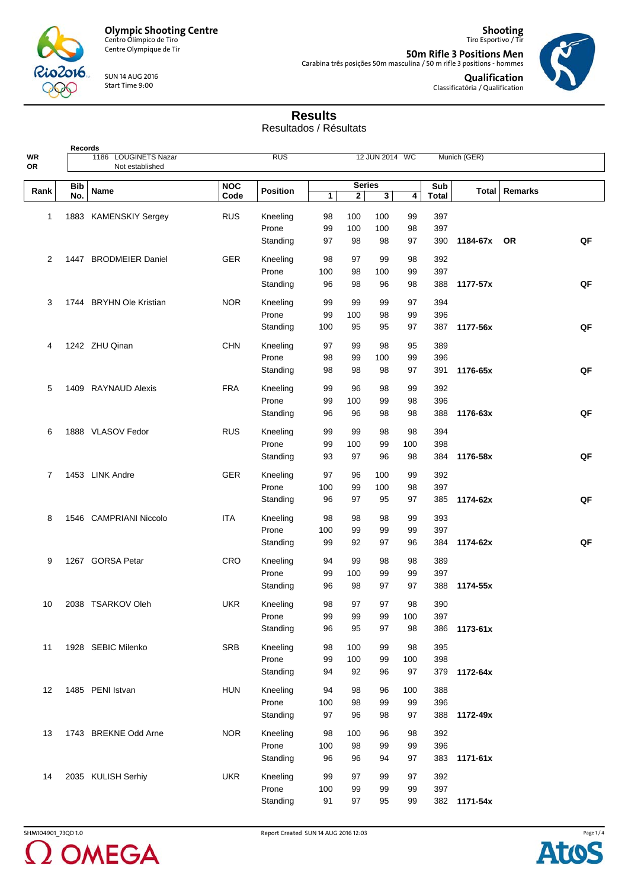**Olympic Shooting Centre**
Centro Olímpico de Tiro
Centre Olympique de Tir

SUN 14 AUG 2016
Start Time 9:00

**Shooting**
Tiro Esportivo / Tir

**50m Rifle 3 Positions Men**
Carabina três posições 50m masculina / 50 m rifle 3 positions - hommes

**Qualification**
Classificatória / Qualification

# Results
Resultados / Résultats

**Records**

| | | | | | |
|---|---|---|---|---|---|
| WR | 1186 LOUGINETS Nazar | RUS | 12 JUN 2014 | WC | Munich (GER) |
| OR | Not established | | | | |

| Rank | Bib No. | Name | NOC Code | Position | Series 1 | 2 | 3 | 4 | Sub Total | Total | Remarks | |
|---|---|---|---|---|---|---|---|---|---|---|---|---|
| 1 | 1883 | KAMENSKIY Sergey | RUS | Kneeling | 98 | 100 | 100 | 99 | 397 | | | |
| | | | | Prone | 99 | 100 | 100 | 98 | 397 | | | |
| | | | | Standing | 97 | 98 | 98 | 97 | 390 | 1184-67x | OR | QF |
| 2 | 1447 | BRODMEIER Daniel | GER | Kneeling | 98 | 97 | 99 | 98 | 392 | | | |
| | | | | Prone | 100 | 98 | 100 | 99 | 397 | | | |
| | | | | Standing | 96 | 98 | 96 | 98 | 388 | 1177-57x | | QF |
| 3 | 1744 | BRYHN Ole Kristian | NOR | Kneeling | 99 | 99 | 99 | 97 | 394 | | | |
| | | | | Prone | 99 | 100 | 98 | 99 | 396 | | | |
| | | | | Standing | 100 | 95 | 95 | 97 | 387 | 1177-56x | | QF |
| 4 | 1242 | ZHU Qinan | CHN | Kneeling | 97 | 99 | 98 | 95 | 389 | | | |
| | | | | Prone | 98 | 99 | 100 | 99 | 396 | | | |
| | | | | Standing | 98 | 98 | 98 | 97 | 391 | 1176-65x | | QF |
| 5 | 1409 | RAYNAUD Alexis | FRA | Kneeling | 99 | 96 | 98 | 99 | 392 | | | |
| | | | | Prone | 99 | 100 | 99 | 98 | 396 | | | |
| | | | | Standing | 96 | 96 | 98 | 98 | 388 | 1176-63x | | QF |
| 6 | 1888 | VLASOV Fedor | RUS | Kneeling | 99 | 99 | 98 | 98 | 394 | | | |
| | | | | Prone | 99 | 100 | 99 | 100 | 398 | | | |
| | | | | Standing | 93 | 97 | 96 | 98 | 384 | 1176-58x | | QF |
| 7 | 1453 | LINK Andre | GER | Kneeling | 97 | 96 | 100 | 99 | 392 | | | |
| | | | | Prone | 100 | 99 | 100 | 98 | 397 | | | |
| | | | | Standing | 96 | 97 | 95 | 97 | 385 | 1174-62x | | QF |
| 8 | 1546 | CAMPRIANI Niccolo | ITA | Kneeling | 98 | 98 | 98 | 99 | 393 | | | |
| | | | | Prone | 100 | 99 | 99 | 99 | 397 | | | |
| | | | | Standing | 99 | 92 | 97 | 96 | 384 | 1174-62x | | QF |
| 9 | 1267 | GORSA Petar | CRO | Kneeling | 94 | 99 | 98 | 98 | 389 | | | |
| | | | | Prone | 99 | 100 | 99 | 99 | 397 | | | |
| | | | | Standing | 96 | 98 | 97 | 97 | 388 | 1174-55x | | |
| 10 | 2038 | TSARKOV Oleh | UKR | Kneeling | 98 | 97 | 97 | 98 | 390 | | | |
| | | | | Prone | 99 | 99 | 99 | 100 | 397 | | | |
| | | | | Standing | 96 | 95 | 97 | 98 | 386 | 1173-61x | | |
| 11 | 1928 | SEBIC Milenko | SRB | Kneeling | 98 | 100 | 99 | 98 | 395 | | | |
| | | | | Prone | 99 | 100 | 99 | 100 | 398 | | | |
| | | | | Standing | 94 | 92 | 96 | 97 | 379 | 1172-64x | | |
| 12 | 1485 | PENI Istvan | HUN | Kneeling | 94 | 98 | 96 | 100 | 388 | | | |
| | | | | Prone | 100 | 98 | 99 | 99 | 396 | | | |
| | | | | Standing | 97 | 96 | 98 | 97 | 388 | 1172-49x | | |
| 13 | 1743 | BREKNE Odd Arne | NOR | Kneeling | 98 | 100 | 96 | 98 | 392 | | | |
| | | | | Prone | 100 | 98 | 99 | 99 | 396 | | | |
| | | | | Standing | 96 | 96 | 94 | 97 | 383 | 1171-61x | | |
| 14 | 2035 | KULISH Serhiy | UKR | Kneeling | 99 | 97 | 99 | 97 | 392 | | | |
| | | | | Prone | 100 | 99 | 99 | 99 | 397 | | | |
| | | | | Standing | 91 | 97 | 95 | 99 | 382 | 1171-54x | | |

SHM104901_73QD 1.0 Report Created SUN 14 AUG 2016 12:03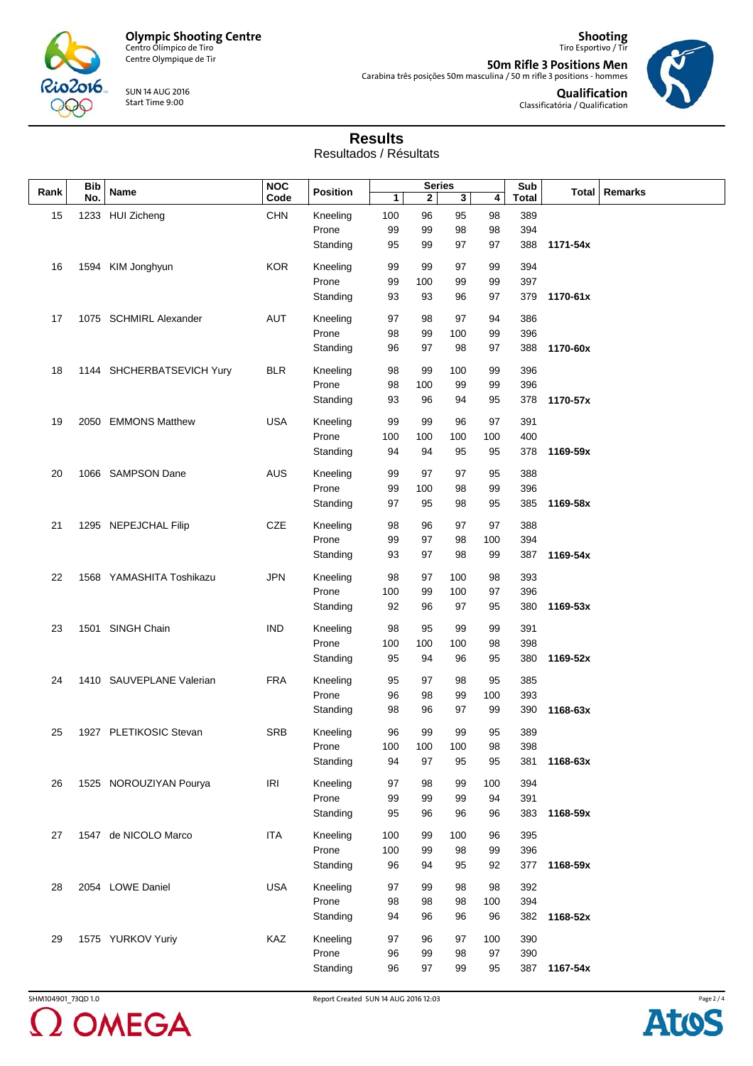Olympic Shooting Centre
Centro Olímpico de Tiro
Centre Olympique de Tir

SUN 14 AUG 2016
Start Time 9:00

**Shooting**
Tiro Esportivo / Tir

**50m Rifle 3 Positions Men**
Carabina três posições 50m masculina / 50 m rifle 3 positions - hommes

**Qualification**
Classificatória / Qualification

# Results
Resultados / Résultats

| Rank | Bib No. | Name | NOC Code | Position | Series 1 | 2 | 3 | 4 | Sub Total | Total | Remarks |
|---|---|---|---|---|---|---|---|---|---|---|---|
| 15 | 1233 | HUI Zicheng | CHN | Kneeling | 100 | 96 | 95 | 98 | 389 | | |
| | | | | Prone | 99 | 99 | 98 | 98 | 394 | | |
| | | | | Standing | 95 | 99 | 97 | 97 | 388 | 1171-54x | |
| 16 | 1594 | KIM Jonghyun | KOR | Kneeling | 99 | 99 | 97 | 99 | 394 | | |
| | | | | Prone | 99 | 100 | 99 | 99 | 397 | | |
| | | | | Standing | 93 | 93 | 96 | 97 | 379 | 1170-61x | |
| 17 | 1075 | SCHMIRL Alexander | AUT | Kneeling | 97 | 98 | 97 | 94 | 386 | | |
| | | | | Prone | 98 | 99 | 100 | 99 | 396 | | |
| | | | | Standing | 96 | 97 | 98 | 97 | 388 | 1170-60x | |
| 18 | 1144 | SHCHERBATSEVICH Yury | BLR | Kneeling | 98 | 99 | 100 | 99 | 396 | | |
| | | | | Prone | 98 | 100 | 99 | 99 | 396 | | |
| | | | | Standing | 93 | 96 | 94 | 95 | 378 | 1170-57x | |
| 19 | 2050 | EMMONS Matthew | USA | Kneeling | 99 | 99 | 96 | 97 | 391 | | |
| | | | | Prone | 100 | 100 | 100 | 100 | 400 | | |
| | | | | Standing | 94 | 94 | 95 | 95 | 378 | 1169-59x | |
| 20 | 1066 | SAMPSON Dane | AUS | Kneeling | 99 | 97 | 97 | 95 | 388 | | |
| | | | | Prone | 99 | 100 | 98 | 99 | 396 | | |
| | | | | Standing | 97 | 95 | 98 | 95 | 385 | 1169-58x | |
| 21 | 1295 | NEPEJCHAL Filip | CZE | Kneeling | 98 | 96 | 97 | 97 | 388 | | |
| | | | | Prone | 99 | 97 | 98 | 100 | 394 | | |
| | | | | Standing | 93 | 97 | 98 | 99 | 387 | 1169-54x | |
| 22 | 1568 | YAMASHITA Toshikazu | JPN | Kneeling | 98 | 97 | 100 | 98 | 393 | | |
| | | | | Prone | 100 | 99 | 100 | 97 | 396 | | |
| | | | | Standing | 92 | 96 | 97 | 95 | 380 | 1169-53x | |
| 23 | 1501 | SINGH Chain | IND | Kneeling | 98 | 95 | 99 | 99 | 391 | | |
| | | | | Prone | 100 | 100 | 100 | 98 | 398 | | |
| | | | | Standing | 95 | 94 | 96 | 95 | 380 | 1169-52x | |
| 24 | 1410 | SAUVEPLANE Valerian | FRA | Kneeling | 95 | 97 | 98 | 95 | 385 | | |
| | | | | Prone | 96 | 98 | 99 | 100 | 393 | | |
| | | | | Standing | 98 | 96 | 97 | 99 | 390 | 1168-63x | |
| 25 | 1927 | PLETIKOSIC Stevan | SRB | Kneeling | 96 | 99 | 99 | 95 | 389 | | |
| | | | | Prone | 100 | 100 | 100 | 98 | 398 | | |
| | | | | Standing | 94 | 97 | 95 | 95 | 381 | 1168-63x | |
| 26 | 1525 | NOROUZIYAN Pourya | IRI | Kneeling | 97 | 98 | 99 | 100 | 394 | | |
| | | | | Prone | 99 | 99 | 99 | 94 | 391 | | |
| | | | | Standing | 95 | 96 | 96 | 96 | 383 | 1168-59x | |
| 27 | 1547 | de NICOLO Marco | ITA | Kneeling | 100 | 99 | 100 | 96 | 395 | | |
| | | | | Prone | 100 | 99 | 98 | 99 | 396 | | |
| | | | | Standing | 96 | 94 | 95 | 92 | 377 | 1168-59x | |
| 28 | 2054 | LOWE Daniel | USA | Kneeling | 97 | 99 | 98 | 98 | 392 | | |
| | | | | Prone | 98 | 98 | 98 | 100 | 394 | | |
| | | | | Standing | 94 | 96 | 96 | 96 | 382 | 1168-52x | |
| 29 | 1575 | YURKOV Yuriy | KAZ | Kneeling | 97 | 96 | 97 | 100 | 390 | | |
| | | | | Prone | 96 | 99 | 98 | 97 | 390 | | |
| | | | | Standing | 96 | 97 | 99 | 95 | 387 | 1167-54x | |

SHM104901_73QD 1.0 Report Created SUN 14 AUG 2016 12:03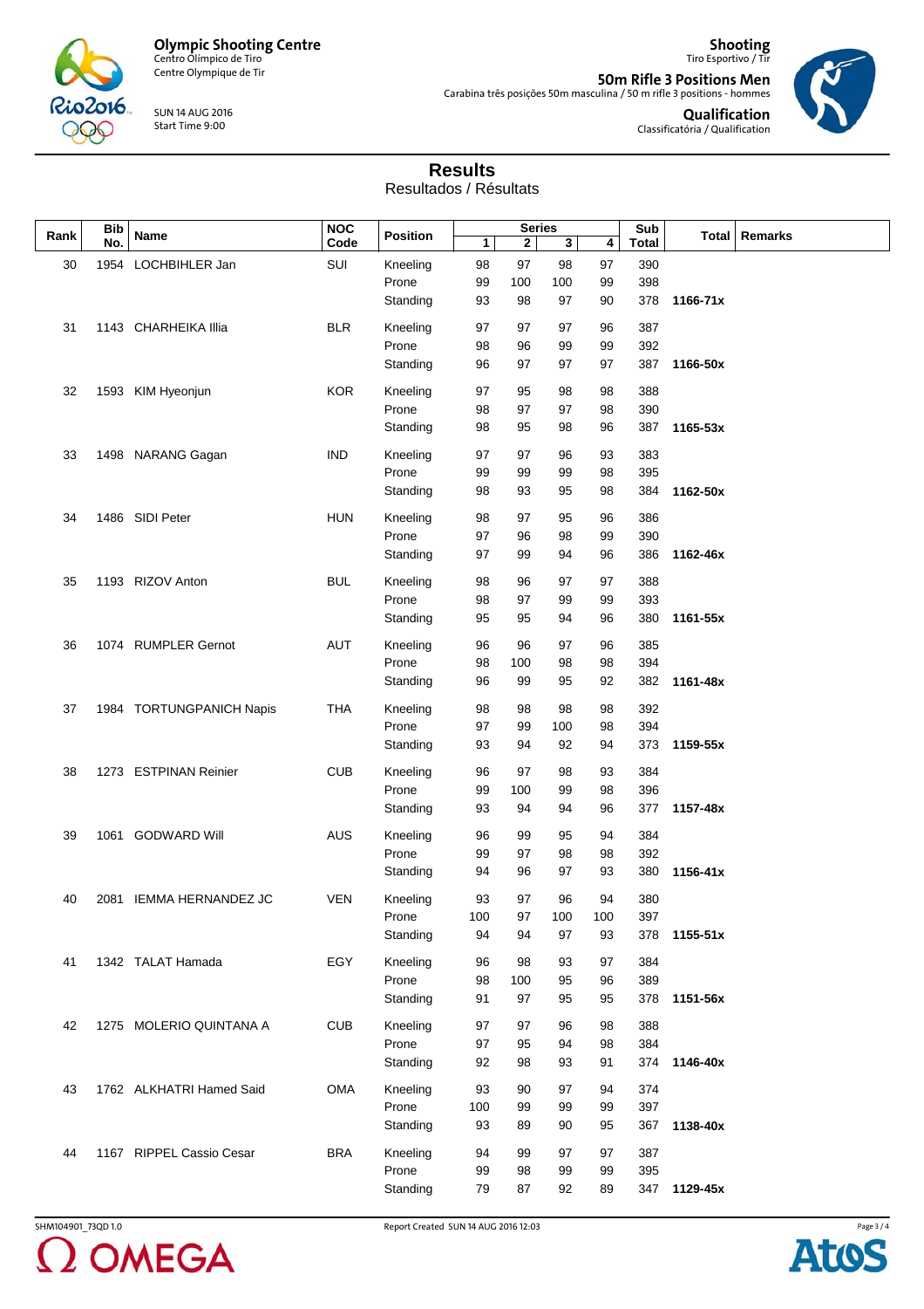**Olympic Shooting Centre**
Centro Olímpico de Tiro
Centre Olympique de Tir

SUN 14 AUG 2016
Start Time 9:00

**Shooting**
Tiro Esportivo / Tir

**50m Rifle 3 Positions Men**
Carabina três posições 50m masculina / 50 m rifle 3 positions - hommes

**Qualification**
Classificatória / Qualification

# Results

Resultados / Résultats

| Rank | Bib No. | Name | NOC Code | Position | Series 1 | 2 | 3 | 4 | Sub Total | Total | Remarks |
|---|---|---|---|---|---|---|---|---|---|---|---|
| 30 | 1954 | LOCHBIHLER Jan | SUI | Kneeling | 98 | 97 | 98 | 97 | 390 | | |
| | | | | Prone | 99 | 100 | 100 | 99 | 398 | | |
| | | | | Standing | 93 | 98 | 97 | 90 | 378 | **1166-71x** | |
| 31 | 1143 | CHARHEIKA Illia | BLR | Kneeling | 97 | 97 | 97 | 96 | 387 | | |
| | | | | Prone | 98 | 96 | 99 | 99 | 392 | | |
| | | | | Standing | 96 | 97 | 97 | 97 | 387 | **1166-50x** | |
| 32 | 1593 | KIM Hyeonjun | KOR | Kneeling | 97 | 95 | 98 | 98 | 388 | | |
| | | | | Prone | 98 | 97 | 97 | 98 | 390 | | |
| | | | | Standing | 98 | 95 | 98 | 96 | 387 | **1165-53x** | |
| 33 | 1498 | NARANG Gagan | IND | Kneeling | 97 | 97 | 96 | 93 | 383 | | |
| | | | | Prone | 99 | 99 | 99 | 98 | 395 | | |
| | | | | Standing | 98 | 93 | 95 | 98 | 384 | **1162-50x** | |
| 34 | 1486 | SIDI Peter | HUN | Kneeling | 98 | 97 | 95 | 96 | 386 | | |
| | | | | Prone | 97 | 96 | 98 | 99 | 390 | | |
| | | | | Standing | 97 | 99 | 94 | 96 | 386 | **1162-46x** | |
| 35 | 1193 | RIZOV Anton | BUL | Kneeling | 98 | 96 | 97 | 97 | 388 | | |
| | | | | Prone | 98 | 97 | 99 | 99 | 393 | | |
| | | | | Standing | 95 | 95 | 94 | 96 | 380 | **1161-55x** | |
| 36 | 1074 | RUMPLER Gernot | AUT | Kneeling | 96 | 96 | 97 | 96 | 385 | | |
| | | | | Prone | 98 | 100 | 98 | 98 | 394 | | |
| | | | | Standing | 96 | 99 | 95 | 92 | 382 | **1161-48x** | |
| 37 | 1984 | TORTUNGPANICH Napis | THA | Kneeling | 98 | 98 | 98 | 98 | 392 | | |
| | | | | Prone | 97 | 99 | 100 | 98 | 394 | | |
| | | | | Standing | 93 | 94 | 92 | 94 | 373 | **1159-55x** | |
| 38 | 1273 | ESTPINAN Reinier | CUB | Kneeling | 96 | 97 | 98 | 93 | 384 | | |
| | | | | Prone | 99 | 100 | 99 | 98 | 396 | | |
| | | | | Standing | 93 | 94 | 94 | 96 | 377 | **1157-48x** | |
| 39 | 1061 | GODWARD Will | AUS | Kneeling | 96 | 99 | 95 | 94 | 384 | | |
| | | | | Prone | 99 | 97 | 98 | 98 | 392 | | |
| | | | | Standing | 94 | 96 | 97 | 93 | 380 | **1156-41x** | |
| 40 | 2081 | IEMMA HERNANDEZ JC | VEN | Kneeling | 93 | 97 | 96 | 94 | 380 | | |
| | | | | Prone | 100 | 97 | 100 | 100 | 397 | | |
| | | | | Standing | 94 | 94 | 97 | 93 | 378 | **1155-51x** | |
| 41 | 1342 | TALAT Hamada | EGY | Kneeling | 96 | 98 | 93 | 97 | 384 | | |
| | | | | Prone | 98 | 100 | 95 | 96 | 389 | | |
| | | | | Standing | 91 | 97 | 95 | 95 | 378 | **1151-56x** | |
| 42 | 1275 | MOLERIO QUINTANA A | CUB | Kneeling | 97 | 97 | 96 | 98 | 388 | | |
| | | | | Prone | 97 | 95 | 94 | 98 | 384 | | |
| | | | | Standing | 92 | 98 | 93 | 91 | 374 | **1146-40x** | |
| 43 | 1762 | ALKHATRI Hamed Said | OMA | Kneeling | 93 | 90 | 97 | 94 | 374 | | |
| | | | | Prone | 100 | 99 | 99 | 99 | 397 | | |
| | | | | Standing | 93 | 89 | 90 | 95 | 367 | **1138-40x** | |
| 44 | 1167 | RIPPEL Cassio Cesar | BRA | Kneeling | 94 | 99 | 97 | 97 | 387 | | |
| | | | | Prone | 99 | 98 | 99 | 99 | 395 | | |
| | | | | Standing | 79 | 87 | 92 | 89 | 347 | **1129-45x** | |

SHM104901_73QD 1.0 Report Created SUN 14 AUG 2016 12:03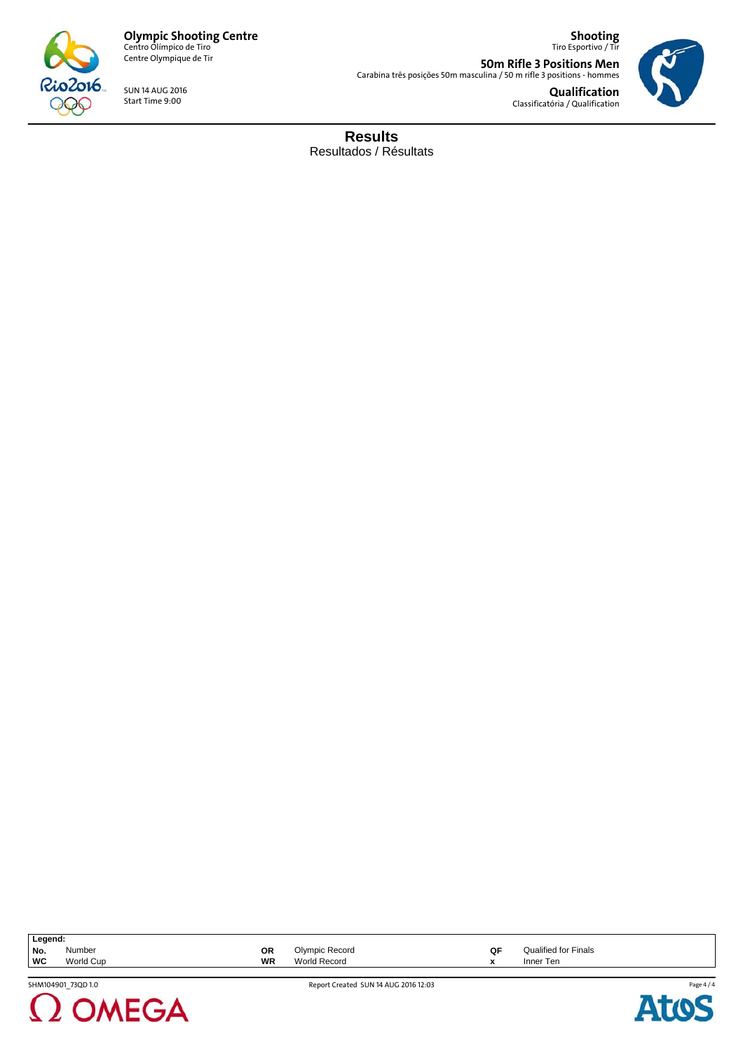# Results

Resultados / Résultats

| Legend: | | | | | |
|---|---|---|---|---|---|
| No. | Number | OR | Olympic Record | QF | Qualified for Finals |
| WC | World Cup | WR | World Record | x | Inner Ten |